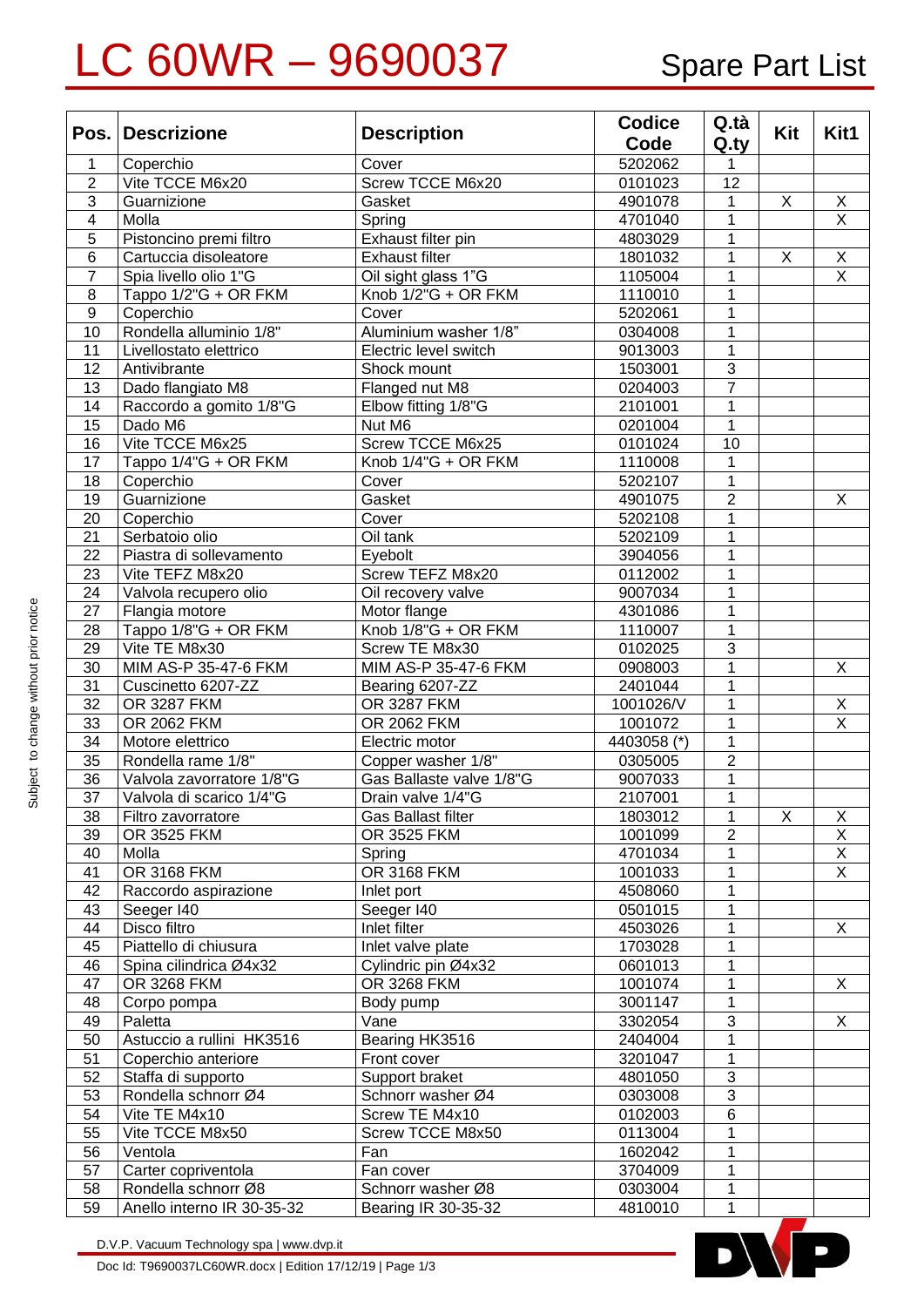# LC 60WR – 9690037

Spare Part List

| Pos. | Descrizione | Description | Codice Code | Q.tà Q.ty | Kit | Kit1 |
|---|---|---|---|---|---|---|
| 1 | Coperchio | Cover | 5202062 | 1 | | |
| 2 | Vite TCCE M6x20 | Screw TCCE M6x20 | 0101023 | 12 | | |
| 3 | Guarnizione | Gasket | 4901078 | 1 | X | X |
| 4 | Molla | Spring | 4701040 | 1 | | X |
| 5 | Pistoncino premi filtro | Exhaust filter pin | 4803029 | 1 | | |
| 6 | Cartuccia disoleatore | Exhaust filter | 1801032 | 1 | X | X |
| 7 | Spia livello olio 1"G | Oil sight glass 1"G | 1105004 | 1 | | X |
| 8 | Tappo 1/2"G + OR FKM | Knob 1/2"G + OR FKM | 1110010 | 1 | | |
| 9 | Coperchio | Cover | 5202061 | 1 | | |
| 10 | Rondella alluminio 1/8" | Aluminium washer 1/8" | 0304008 | 1 | | |
| 11 | Livellostato elettrico | Electric level switch | 9013003 | 1 | | |
| 12 | Antivibrante | Shock mount | 1503001 | 3 | | |
| 13 | Dado flangiato M8 | Flanged nut M8 | 0204003 | 7 | | |
| 14 | Raccordo a gomito 1/8"G | Elbow fitting 1/8"G | 2101001 | 1 | | |
| 15 | Dado M6 | Nut M6 | 0201004 | 1 | | |
| 16 | Vite TCCE M6x25 | Screw TCCE M6x25 | 0101024 | 10 | | |
| 17 | Tappo 1/4"G + OR FKM | Knob 1/4"G + OR FKM | 1110008 | 1 | | |
| 18 | Coperchio | Cover | 5202107 | 1 | | |
| 19 | Guarnizione | Gasket | 4901075 | 2 | | X |
| 20 | Coperchio | Cover | 5202108 | 1 | | |
| 21 | Serbatoio olio | Oil tank | 5202109 | 1 | | |
| 22 | Piastra di sollevamento | Eyebolt | 3904056 | 1 | | |
| 23 | Vite TEFZ M8x20 | Screw TEFZ M8x20 | 0112002 | 1 | | |
| 24 | Valvola recupero olio | Oil recovery valve | 9007034 | 1 | | |
| 27 | Flangia motore | Motor flange | 4301086 | 1 | | |
| 28 | Tappo 1/8"G + OR FKM | Knob 1/8"G + OR FKM | 1110007 | 1 | | |
| 29 | Vite TE M8x30 | Screw TE M8x30 | 0102025 | 3 | | |
| 30 | MIM AS-P 35-47-6 FKM | MIM AS-P 35-47-6 FKM | 0908003 | 1 | | X |
| 31 | Cuscinetto 6207-ZZ | Bearing 6207-ZZ | 2401044 | 1 | | |
| 32 | OR 3287 FKM | OR 3287 FKM | 1001026/V | 1 | | X |
| 33 | OR 2062 FKM | OR 2062 FKM | 1001072 | 1 | | X |
| 34 | Motore elettrico | Electric motor | 4403058 (*) | 1 | | |
| 35 | Rondella rame 1/8" | Copper washer 1/8" | 0305005 | 2 | | |
| 36 | Valvola zavorratore 1/8"G | Gas Ballaste valve 1/8"G | 9007033 | 1 | | |
| 37 | Valvola di scarico 1/4"G | Drain valve 1/4"G | 2107001 | 1 | | |
| 38 | Filtro zavorratore | Gas Ballast filter | 1803012 | 1 | X | X |
| 39 | OR 3525 FKM | OR 3525 FKM | 1001099 | 2 | | X |
| 40 | Molla | Spring | 4701034 | 1 | | X |
| 41 | OR 3168 FKM | OR 3168 FKM | 1001033 | 1 | | X |
| 42 | Raccordo aspirazione | Inlet port | 4508060 | 1 | | |
| 43 | Seeger I40 | Seeger I40 | 0501015 | 1 | | |
| 44 | Disco filtro | Inlet filter | 4503026 | 1 | | X |
| 45 | Piattello di chiusura | Inlet valve plate | 1703028 | 1 | | |
| 46 | Spina cilindrica Ø4x32 | Cylindric pin Ø4x32 | 0601013 | 1 | | |
| 47 | OR 3268 FKM | OR 3268 FKM | 1001074 | 1 | | X |
| 48 | Corpo pompa | Body pump | 3001147 | 1 | | |
| 49 | Paletta | Vane | 3302054 | 3 | | X |
| 50 | Astuccio a rullini HK3516 | Bearing HK3516 | 2404004 | 1 | | |
| 51 | Coperchio anteriore | Front cover | 3201047 | 1 | | |
| 52 | Staffa di supporto | Support braket | 4801050 | 3 | | |
| 53 | Rondella schnorr Ø4 | Schnorr washer Ø4 | 0303008 | 3 | | |
| 54 | Vite TE M4x10 | Screw TE M4x10 | 0102003 | 6 | | |
| 55 | Vite TCCE M8x50 | Screw TCCE M8x50 | 0113004 | 1 | | |
| 56 | Ventola | Fan | 1602042 | 1 | | |
| 57 | Carter copriventola | Fan cover | 3704009 | 1 | | |
| 58 | Rondella schnorr Ø8 | Schnorr washer Ø8 | 0303004 | 1 | | |
| 59 | Anello interno IR 30-35-32 | Bearing IR 30-35-32 | 4810010 | 1 | | |

Subject to change without prior notice

D.V.P. Vacuum Technology spa | www.dvp.it

Doc Id: T9690037LC60WR.docx | Edition 17/12/19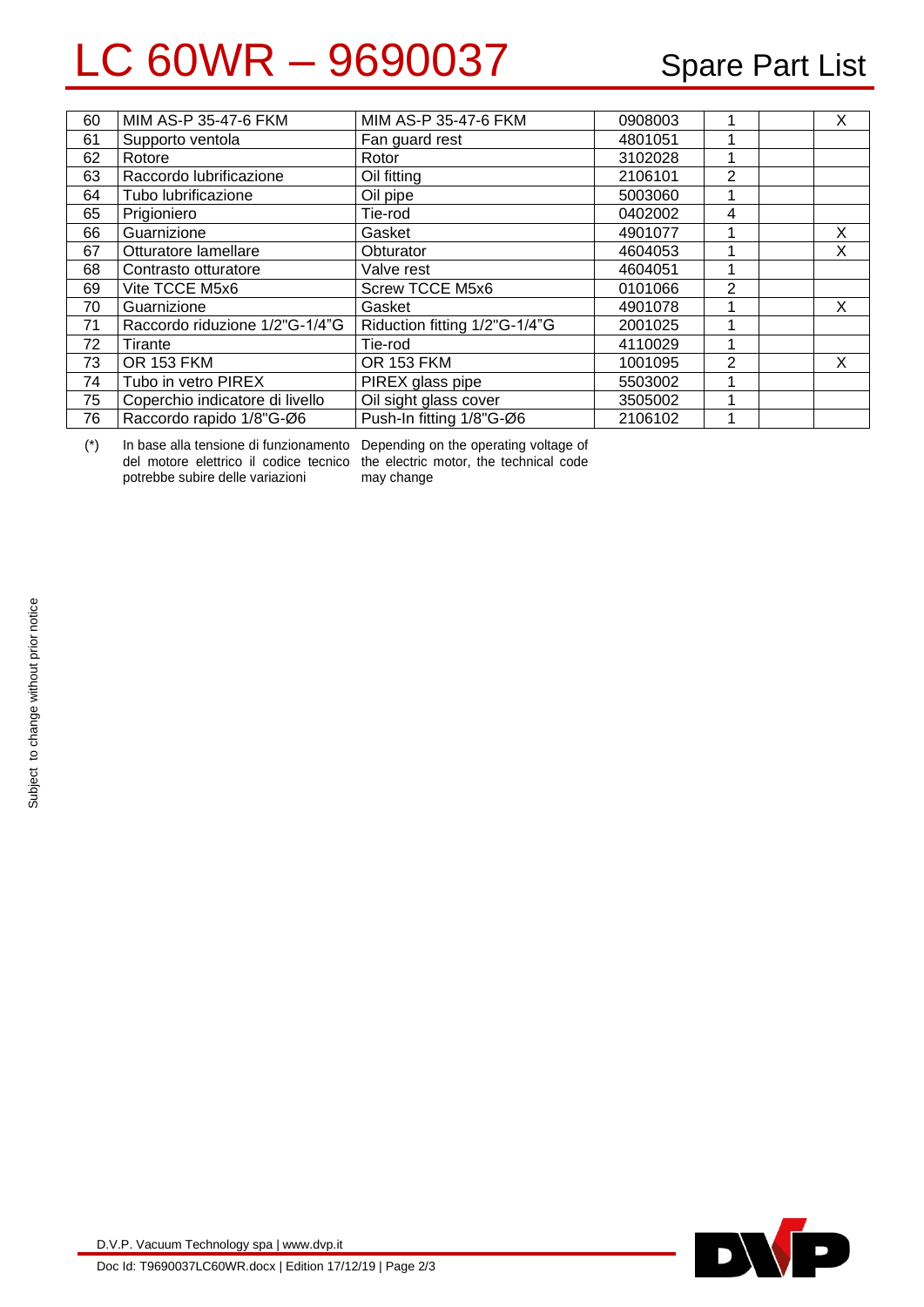# LC 60WR – 9690037

## Spare Part List

| | | | | | | |
|---|---|---|---|---|---|---|
| 60 | MIM AS-P 35-47-6 FKM | MIM AS-P 35-47-6 FKM | 0908003 | 1 | | X |
| 61 | Supporto ventola | Fan guard rest | 4801051 | 1 | | |
| 62 | Rotore | Rotor | 3102028 | 1 | | |
| 63 | Raccordo lubrificazione | Oil fitting | 2106101 | 2 | | |
| 64 | Tubo lubrificazione | Oil pipe | 5003060 | 1 | | |
| 65 | Prigioniero | Tie-rod | 0402002 | 4 | | |
| 66 | Guarnizione | Gasket | 4901077 | 1 | | X |
| 67 | Otturatore lamellare | Obturator | 4604053 | 1 | | X |
| 68 | Contrasto otturatore | Valve rest | 4604051 | 1 | | |
| 69 | Vite TCCE M5x6 | Screw TCCE M5x6 | 0101066 | 2 | | |
| 70 | Guarnizione | Gasket | 4901078 | 1 | | X |
| 71 | Raccordo riduzione 1/2"G-1/4"G | Riduction fitting 1/2"G-1/4"G | 2001025 | 1 | | |
| 72 | Tirante | Tie-rod | 4110029 | 1 | | |
| 73 | OR 153 FKM | OR 153 FKM | 1001095 | 2 | | X |
| 74 | Tubo in vetro PIREX | PIREX glass pipe | 5503002 | 1 | | |
| 75 | Coperchio indicatore di livello | Oil sight glass cover | 3505002 | 1 | | |
| 76 | Raccordo rapido 1/8"G-Ø6 | Push-In fitting 1/8"G-Ø6 | 2106102 | 1 | | |

(*) In base alla tensione di funzionamento del motore elettrico il codice tecnico potrebbe subire delle variazioni

Depending on the operating voltage of the electric motor, the technical code may change

Subject to change without prior notice

D.V.P. Vacuum Technology spa | www.dvp.it

Doc Id: T9690037LC60WR.docx | Edition 17/12/19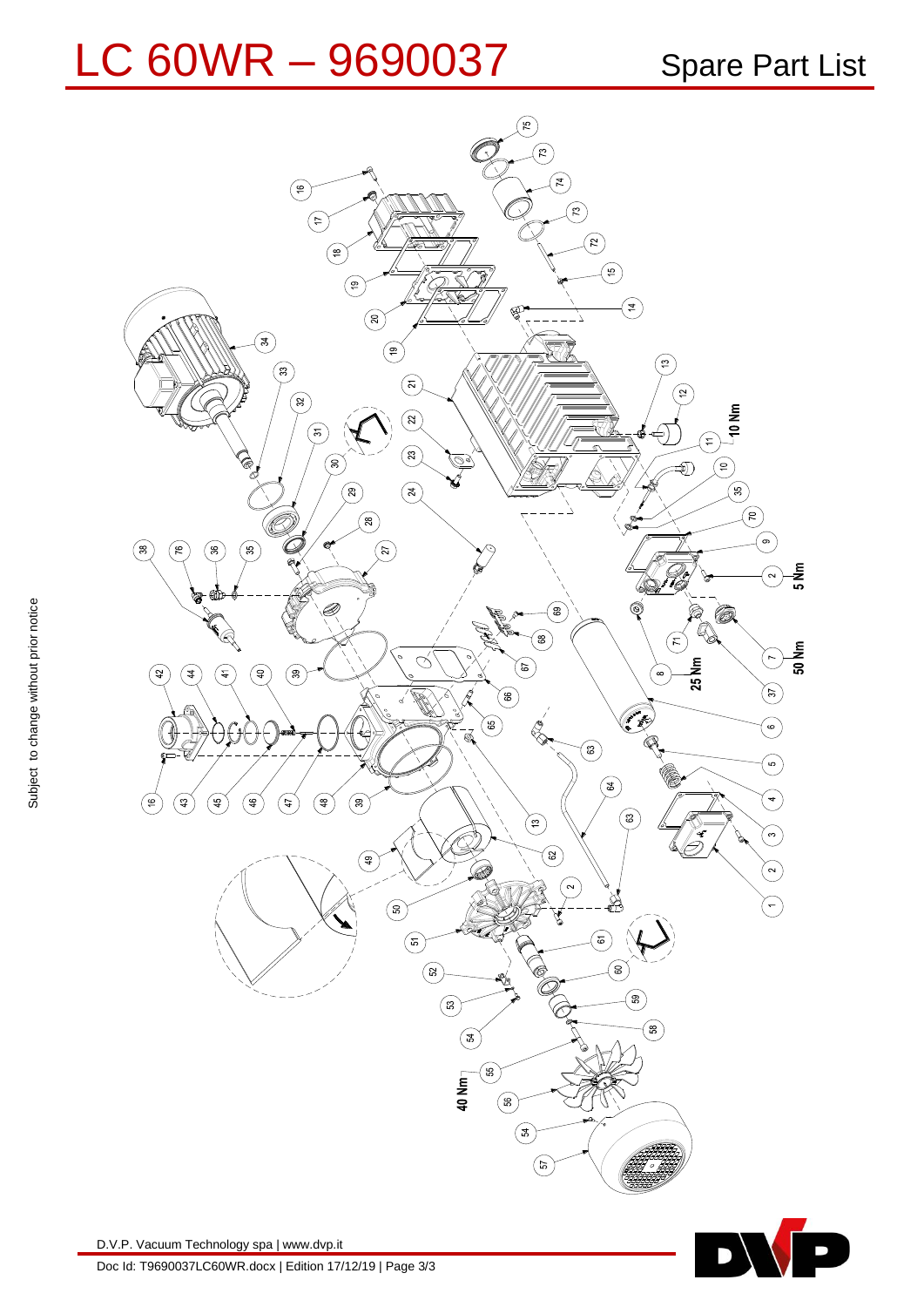# LC 60WR – 9690037

Spare Part List

Subject to change without prior notice

D.V.P. Vacuum Technology spa | www.dvp.it

Doc Id: T9690037LC60WR.docx | Edition 17/12/19 | Page 3/3